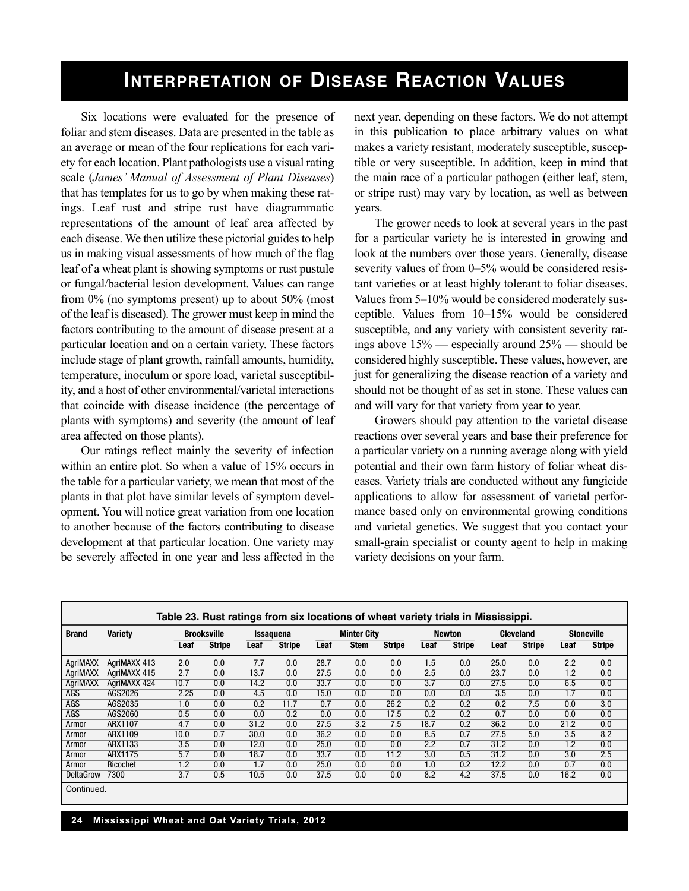# Interpretation of Disease Reaction Values

Six locations were evaluated for the presence of foliar and stem diseases. Data are presented in the table as an average or mean of the four replications for each variety for each location. Plant pathologists use a visual rating scale (*James' Manual of Assessment of Plant Diseases*) that has templates for us to go by when making these ratings. Leaf rust and stripe rust have diagrammatic representations of the amount of leaf area affected by each disease. We then utilize these pictorial guides to help us in making visual assessments of how much of the flag leaf of a wheat plant is showing symptoms or rust pustule or fungal/bacterial lesion development. Values can range from 0% (no symptoms present) up to about 50% (most of the leaf is diseased). The grower must keep in mind the factors contributing to the amount of disease present at a particular location and on a certain variety. These factors include stage of plant growth, rainfall amounts, humidity, temperature, inoculum or spore load, varietal susceptibility, and a host of other environmental/varietal interactions that coincide with disease incidence (the percentage of plants with symptoms) and severity (the amount of leaf area affected on those plants).

Our ratings reflect mainly the severity of infection within an entire plot. So when a value of 15% occurs in the table for a particular variety, we mean that most of the plants in that plot have similar levels of symptom development. You will notice great variation from one location to another because of the factors contributing to disease development at that particular location. One variety may be severely affected in one year and less affected in the next year, depending on these factors. We do not attempt in this publication to place arbitrary values on what makes a variety resistant, moderately susceptible, susceptible or very susceptible. In addition, keep in mind that the main race of a particular pathogen (either leaf, stem, or stripe rust) may vary by location, as well as between years.

The grower needs to look at several years in the past for a particular variety he is interested in growing and look at the numbers over those years. Generally, disease severity values of from 0–5% would be considered resistant varieties or at least highly tolerant to foliar diseases. Values from 5–10% would be considered moderately susceptible. Values from 10–15% would be considered susceptible, and any variety with consistent severity ratings above 15% — especially around 25% — should be considered highly susceptible. These values, however, are just for generalizing the disease reaction of a variety and should not be thought of as set in stone. These values can and will vary for that variety from year to year.

Growers should pay attention to the varietal disease reactions over several years and base their preference for a particular variety on a running average along with yield potential and their own farm history of foliar wheat diseases. Variety trials are conducted without any fungicide applications to allow for assessment of varietal performance based only on environmental growing conditions and varietal genetics. We suggest that you contact your small-grain specialist or county agent to help in making variety decisions on your farm.

**Table 23. Rust ratings from six locations of wheat variety trials in Mississippi.**

| Brand | Variety | Brooksville | | Issaquena | | Minter City | | | Newton | | Cleveland | | Stoneville | |
|---|---|---|---|---|---|---|---|---|---|---|---|---|---|---|
| | | Leaf | Stripe | Leaf | Stripe | Leaf | Stem | Stripe | Leaf | Stripe | Leaf | Stripe | Leaf | Stripe |
| AgriMAXX | AgriMAXX 413 | 2.0 | 0.0 | 7.7 | 0.0 | 28.7 | 0.0 | 0.0 | 1.5 | 0.0 | 25.0 | 0.0 | 2.2 | 0.0 |
| AgriMAXX | AgriMAXX 415 | 2.7 | 0.0 | 13.7 | 0.0 | 27.5 | 0.0 | 0.0 | 2.5 | 0.0 | 23.7 | 0.0 | 1.2 | 0.0 |
| AgriMAXX | AgriMAXX 424 | 10.7 | 0.0 | 14.2 | 0.0 | 33.7 | 0.0 | 0.0 | 3.7 | 0.0 | 27.5 | 0.0 | 6.5 | 0.0 |
| AGS | AGS2026 | 2.25 | 0.0 | 4.5 | 0.0 | 15.0 | 0.0 | 0.0 | 0.0 | 0.0 | 3.5 | 0.0 | 1.7 | 0.0 |
| AGS | AGS2035 | 1.0 | 0.0 | 0.2 | 11.7 | 0.7 | 0.0 | 26.2 | 0.2 | 0.2 | 0.2 | 7.5 | 0.0 | 3.0 |
| AGS | AGS2060 | 0.5 | 0.0 | 0.0 | 0.2 | 0.0 | 0.0 | 17.5 | 0.2 | 0.2 | 0.7 | 0.0 | 0.0 | 0.0 |
| Armor | ARX1107 | 4.7 | 0.0 | 31.2 | 0.0 | 27.5 | 3.2 | 7.5 | 18.7 | 0.2 | 36.2 | 0.0 | 21.2 | 0.0 |
| Armor | ARX1109 | 10.0 | 0.7 | 30.0 | 0.0 | 36.2 | 0.0 | 0.0 | 8.5 | 0.7 | 27.5 | 5.0 | 3.5 | 8.2 |
| Armor | ARX1133 | 3.5 | 0.0 | 12.0 | 0.0 | 25.0 | 0.0 | 0.0 | 2.2 | 0.7 | 31.2 | 0.0 | 1.2 | 0.0 |
| Armor | ARX1175 | 5.7 | 0.0 | 18.7 | 0.0 | 33.7 | 0.0 | 11.2 | 3.0 | 0.5 | 31.2 | 0.0 | 3.0 | 2.5 |
| Armor | Ricochet | 1.2 | 0.0 | 1.7 | 0.0 | 25.0 | 0.0 | 0.0 | 1.0 | 0.2 | 12.2 | 0.0 | 0.7 | 0.0 |
| DeltaGrow | 7300 | 3.7 | 0.5 | 10.5 | 0.0 | 37.5 | 0.0 | 0.0 | 8.2 | 4.2 | 37.5 | 0.0 | 16.2 | 0.0 |

Continued.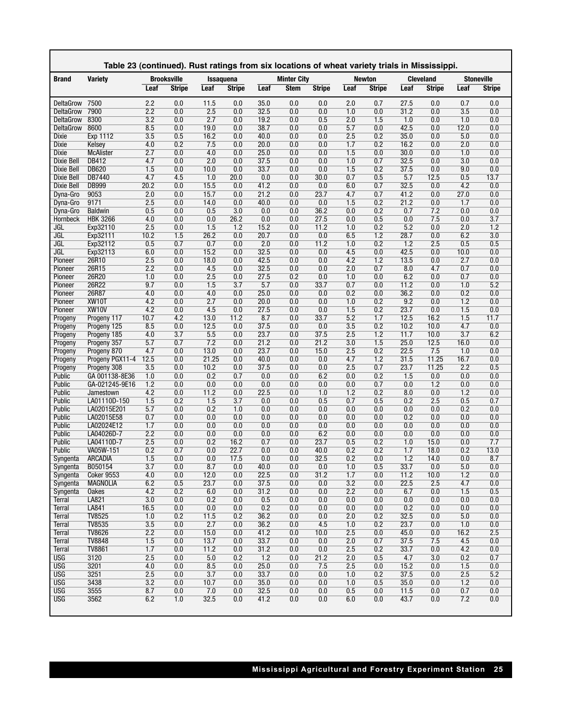### Table 23 (continued). Rust ratings from six locations of wheat variety trials in Mississippi.

| Brand | Variety | Brooksville | | Issaquena | | Minter City | | | Newton | | Cleveland | | Stoneville | |
|---|---|---|---|---|---|---|---|---|---|---|---|---|---|---|
| | | Leaf | Stripe | Leaf | Stripe | Leaf | Stem | Stripe | Leaf | Stripe | Leaf | Stripe | Leaf | Stripe |
| DeltaGrow | 7500 | 2.2 | 0.0 | 11.5 | 0.0 | 35.0 | 0.0 | 0.0 | 2.0 | 0.7 | 27.5 | 0.0 | 0.7 | 0.0 |
| DeltaGrow | 7900 | 2.2 | 0.0 | 2.5 | 0.0 | 32.5 | 0.0 | 0.0 | 1.0 | 0.0 | 31.2 | 0.0 | 3.5 | 0.0 |
| DeltaGrow | 8300 | 3.2 | 0.0 | 2.7 | 0.0 | 19.2 | 0.0 | 0.5 | 2.0 | 1.5 | 1.0 | 0.0 | 1.0 | 0.0 |
| DeltaGrow | 8600 | 8.5 | 0.0 | 19.0 | 0.0 | 38.7 | 0.0 | 0.0 | 5.7 | 0.0 | 42.5 | 0.0 | 12.0 | 0.0 |
| Dixie | Exp 1112 | 3.5 | 0.5 | 16.2 | 0.0 | 40.0 | 0.0 | 0.0 | 2.5 | 0.2 | 35.0 | 0.0 | 5.0 | 0.0 |
| Dixie | Kelsey | 4.0 | 0.2 | 7.5 | 0.0 | 20.0 | 0.0 | 0.0 | 1.7 | 0.2 | 16.2 | 0.0 | 2.0 | 0.0 |
| Dixie | McAlister | 2.7 | 0.0 | 4.0 | 0.0 | 25.0 | 0.0 | 0.0 | 1.5 | 0.0 | 30.0 | 0.0 | 1.0 | 0.0 |
| Dixie Bell | DB412 | 4.7 | 0.0 | 2.0 | 0.0 | 37.5 | 0.0 | 0.0 | 1.0 | 0.7 | 32.5 | 0.0 | 3.0 | 0.0 |
| Dixie Bell | DB620 | 1.5 | 0.0 | 10.0 | 0.0 | 33.7 | 0.0 | 0.0 | 1.5 | 0.2 | 37.5 | 0.0 | 9.0 | 0.0 |
| Dixie Bell | DB7440 | 4.7 | 4.5 | 1.0 | 20.0 | 0.0 | 0.0 | 30.0 | 0.7 | 0.5 | 5.7 | 12.5 | 0.5 | 13.7 |
| Dixie Bell | DB999 | 20.2 | 0.0 | 15.5 | 0.0 | 41.2 | 0.0 | 0.0 | 6.0 | 0.7 | 32.5 | 0.0 | 4.2 | 0.0 |
| Dyna-Gro | 9053 | 2.0 | 0.0 | 15.7 | 0.0 | 21.2 | 0.0 | 23.7 | 4.7 | 0.7 | 41.2 | 0.0 | 27.0 | 0.0 |
| Dyna-Gro | 9171 | 2.5 | 0.0 | 14.0 | 0.0 | 40.0 | 0.0 | 0.0 | 1.5 | 0.2 | 21.2 | 0.0 | 1.7 | 0.0 |
| Dyna-Gro | Baldwin | 0.5 | 0.0 | 0.5 | 3.0 | 0.0 | 0.0 | 36.2 | 0.0 | 0.2 | 0.7 | 7.2 | 0.0 | 0.0 |
| Hornbeck | HBK 3266 | 4.0 | 0.0 | 0.0 | 26.2 | 0.0 | 0.0 | 27.5 | 0.0 | 0.5 | 0.0 | 7.5 | 0.0 | 3.7 |
| JGL | Exp32110 | 2.5 | 0.0 | 1.5 | 1.2 | 15.2 | 0.0 | 11.2 | 1.0 | 0.2 | 5.2 | 0.0 | 2.0 | 1.2 |
| JGL | Exp32111 | 10.2 | 1.5 | 26.2 | 0.0 | 20.7 | 0.0 | 0.0 | 6.5 | 1.2 | 28.7 | 0.0 | 6.2 | 3.0 |
| JGL | Exp32112 | 0.5 | 0.7 | 0.7 | 0.0 | 2.0 | 0.0 | 11.2 | 1.0 | 0.2 | 1.2 | 2.5 | 0.5 | 0.5 |
| JGL | Exp32113 | 6.0 | 0.0 | 15.2 | 0.0 | 32.5 | 0.0 | 0.0 | 4.5 | 0.0 | 42.5 | 0.0 | 10.0 | 0.0 |
| Pioneer | 26R10 | 2.5 | 0.0 | 18.0 | 0.0 | 42.5 | 0.0 | 0.0 | 4.2 | 1.2 | 13.5 | 0.0 | 2.7 | 0.0 |
| Pioneer | 26R15 | 2.2 | 0.0 | 4.5 | 0.0 | 32.5 | 0.0 | 0.0 | 2.0 | 0.7 | 8.0 | 4.7 | 0.7 | 0.0 |
| Pioneer | 26R20 | 1.0 | 0.0 | 2.5 | 0.0 | 27.5 | 0.2 | 0.0 | 1.0 | 0.0 | 6.2 | 0.0 | 0.7 | 0.0 |
| Pioneer | 26R22 | 9.7 | 0.0 | 1.5 | 3.7 | 5.7 | 0.0 | 33.7 | 0.7 | 0.0 | 11.2 | 0.0 | 1.0 | 5.2 |
| Pioneer | 26R87 | 4.0 | 0.0 | 4.0 | 0.0 | 25.0 | 0.0 | 0.0 | 0.2 | 0.0 | 36.2 | 0.0 | 0.2 | 0.0 |
| Pioneer | XW10T | 4.2 | 0.0 | 2.7 | 0.0 | 20.0 | 0.0 | 0.0 | 1.0 | 0.2 | 9.2 | 0.0 | 1.2 | 0.0 |
| Pioneer | XW10V | 4.2 | 0.0 | 4.5 | 0.0 | 27.5 | 0.0 | 0.0 | 1.5 | 0.2 | 23.7 | 0.0 | 1.5 | 0.0 |
| Progeny | Progeny 117 | 10.7 | 4.2 | 13.0 | 11.2 | 8.7 | 0.0 | 33.7 | 5.2 | 1.7 | 12.5 | 16.2 | 1.5 | 11.7 |
| Progeny | Progeny 125 | 8.5 | 0.0 | 12.5 | 0.0 | 37.5 | 0.0 | 0.0 | 3.5 | 0.2 | 10.2 | 10.0 | 4.7 | 0.0 |
| Progeny | Progeny 185 | 4.0 | 3.7 | 5.5 | 0.0 | 23.7 | 0.0 | 37.5 | 2.5 | 1.2 | 11.7 | 10.0 | 3.7 | 6.2 |
| Progeny | Progeny 357 | 5.7 | 0.7 | 7.2 | 0.0 | 21.2 | 0.0 | 21.2 | 3.0 | 1.5 | 25.0 | 12.5 | 16.0 | 0.0 |
| Progeny | Progeny 870 | 4.7 | 0.0 | 13.0 | 0.0 | 23.7 | 0.0 | 15.0 | 2.5 | 0.2 | 22.5 | 7.5 | 1.0 | 0.0 |
| Progeny | Progeny PGX11-4 | 12.5 | 0.0 | 21.25 | 0.0 | 40.0 | 0.0 | 0.0 | 4.7 | 1.2 | 31.5 | 11.25 | 16.7 | 0.0 |
| Progeny | Progeny 308 | 3.5 | 0.0 | 10.2 | 0.0 | 37.5 | 0.0 | 0.0 | 2.5 | 0.7 | 23.7 | 11.25 | 2.2 | 0.5 |
| Public | GA 001138-8E36 | 1.0 | 0.0 | 0.2 | 0.7 | 0.0 | 0.0 | 6.2 | 0.0 | 0.2 | 1.5 | 0.0 | 0.0 | 0.0 |
| Public | GA-021245-9E16 | 1.2 | 0.0 | 0.0 | 0.0 | 0.0 | 0.0 | 0.0 | 0.0 | 0.7 | 0.0 | 1.2 | 0.0 | 0.0 |
| Public | Jamestown | 4.2 | 0.0 | 11.2 | 0.0 | 22.5 | 0.0 | 1.0 | 1.2 | 0.2 | 8.0 | 0.0 | 1.2 | 0.0 |
| Public | LA01110D-150 | 1.5 | 0.2 | 1.5 | 3.7 | 0.0 | 0.0 | 0.5 | 0.7 | 0.5 | 0.2 | 2.5 | 0.5 | 0.7 |
| Public | LA02015E201 | 5.7 | 0.0 | 0.2 | 1.0 | 0.0 | 0.0 | 0.0 | 0.0 | 0.0 | 0.0 | 0.0 | 0.2 | 0.0 |
| Public | LA02015E58 | 0.7 | 0.0 | 0.0 | 0.0 | 0.0 | 0.0 | 0.0 | 0.0 | 0.0 | 0.2 | 0.0 | 0.0 | 0.0 |
| Public | LA02024E12 | 1.7 | 0.0 | 0.0 | 0.0 | 0.0 | 0.0 | 0.0 | 0.0 | 0.0 | 0.0 | 0.0 | 0.0 | 0.0 |
| Public | LA04026D-7 | 2.2 | 0.0 | 0.0 | 0.0 | 0.0 | 0.0 | 6.2 | 0.0 | 0.0 | 0.0 | 0.0 | 0.0 | 0.0 |
| Public | LA04110D-7 | 2.5 | 0.0 | 0.2 | 16.2 | 0.7 | 0.0 | 23.7 | 0.5 | 0.2 | 1.0 | 15.0 | 0.0 | 7.7 |
| Public | VA05W-151 | 0.2 | 0.7 | 0.0 | 22.7 | 0.0 | 0.0 | 40.0 | 0.2 | 0.2 | 1.7 | 18.0 | 0.2 | 13.0 |
| Syngenta | ARCADIA | 1.5 | 0.0 | 0.0 | 17.5 | 0.0 | 0.0 | 32.5 | 0.2 | 0.0 | 1.2 | 14.0 | 0.0 | 8.7 |
| Syngenta | B050154 | 3.7 | 0.0 | 8.7 | 0.0 | 40.0 | 0.0 | 0.0 | 1.0 | 0.5 | 33.7 | 0.0 | 5.0 | 0.0 |
| Syngenta | Coker 9553 | 4.0 | 0.0 | 12.0 | 0.0 | 22.5 | 0.0 | 31.2 | 1.7 | 0.0 | 11.2 | 10.0 | 1.2 | 0.0 |
| Syngenta | MAGNOLIA | 6.2 | 0.5 | 23.7 | 0.0 | 37.5 | 0.0 | 0.0 | 3.2 | 0.0 | 22.5 | 2.5 | 4.7 | 0.0 |
| Syngenta | Oakes | 4.2 | 0.2 | 6.0 | 0.0 | 31.2 | 0.0 | 0.0 | 2.2 | 0.0 | 6.7 | 0.0 | 1.5 | 0.5 |
| Terral | LA821 | 3.0 | 0.0 | 0.2 | 0.0 | 0.5 | 0.0 | 0.0 | 0.0 | 0.0 | 0.0 | 0.0 | 0.0 | 0.0 |
| Terral | LA841 | 16.5 | 0.0 | 0.0 | 0.0 | 0.2 | 0.0 | 0.0 | 0.0 | 0.0 | 0.2 | 0.0 | 0.0 | 0.0 |
| Terral | TV8525 | 1.0 | 0.2 | 11.5 | 0.2 | 36.2 | 0.0 | 0.0 | 2.0 | 0.2 | 32.5 | 0.0 | 5.0 | 0.0 |
| Terral | TV8535 | 3.5 | 0.0 | 2.7 | 0.0 | 36.2 | 0.0 | 4.5 | 1.0 | 0.2 | 23.7 | 0.0 | 1.0 | 0.0 |
| Terral | TV8626 | 2.2 | 0.0 | 15.0 | 0.0 | 41.2 | 0.0 | 10.0 | 2.5 | 0.0 | 45.0 | 0.0 | 16.2 | 2.5 |
| Terral | TV8848 | 1.5 | 0.0 | 13.7 | 0.0 | 33.7 | 0.0 | 0.0 | 2.0 | 0.7 | 37.5 | 7.5 | 4.5 | 0.0 |
| Terral | TV8861 | 1.7 | 0.0 | 11.2 | 0.0 | 31.2 | 0.0 | 0.0 | 2.5 | 0.2 | 33.7 | 0.0 | 4.2 | 0.0 |
| USG | 3120 | 2.5 | 0.0 | 5.0 | 0.2 | 1.2 | 0.0 | 21.2 | 2.0 | 0.5 | 4.7 | 3.0 | 0.2 | 0.7 |
| USG | 3201 | 4.0 | 0.0 | 8.5 | 0.0 | 25.0 | 0.0 | 7.5 | 2.5 | 0.0 | 15.2 | 0.0 | 1.5 | 0.0 |
| USG | 3251 | 2.5 | 0.0 | 3.7 | 0.0 | 33.7 | 0.0 | 0.0 | 1.0 | 0.2 | 37.5 | 0.0 | 2.5 | 5.2 |
| USG | 3438 | 3.2 | 0.0 | 10.7 | 0.0 | 35.0 | 0.0 | 0.0 | 1.0 | 0.5 | 35.0 | 0.0 | 1.2 | 0.0 |
| USG | 3555 | 8.7 | 0.0 | 7.0 | 0.0 | 32.5 | 0.0 | 0.0 | 0.5 | 0.0 | 11.5 | 0.0 | 0.7 | 0.0 |
| USG | 3562 | 6.2 | 1.0 | 32.5 | 0.0 | 41.2 | 0.0 | 0.0 | 6.0 | 0.0 | 43.7 | 0.0 | 7.2 | 0.0 |